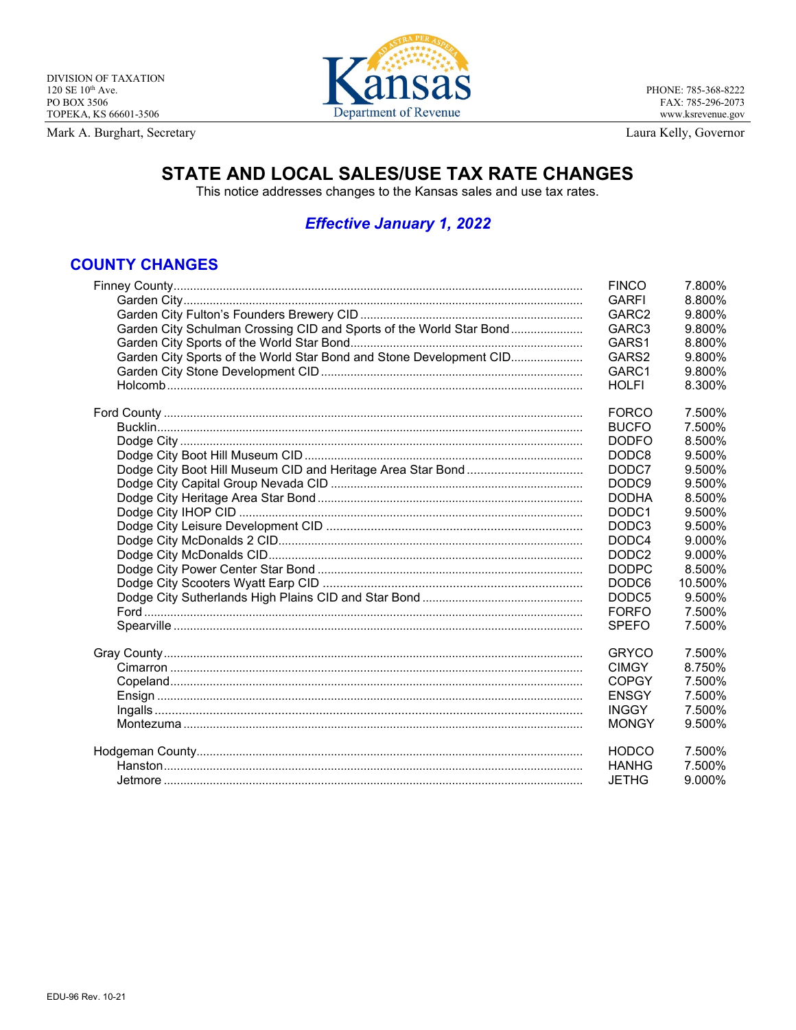DIVISION OF TAXATION
120 SE 10th Ave.
PO BOX 3506
TOPEKA, KS 66601-3506

Kansas Department of Revenue

PHONE: 785-368-8222
FAX: 785-296-2073
www.ksrevenue.gov

Mark A. Burghart, Secretary

Laura Kelly, Governor

# STATE AND LOCAL SALES/USE TAX RATE CHANGES

This notice addresses changes to the Kansas sales and use tax rates.

## *Effective January 1, 2022*

## COUNTY CHANGES

| Jurisdiction | Code | Rate |
|---|---|---|
| Finney County | FINCO | 7.800% |
| Garden City | GARFI | 8.800% |
| Garden City Fulton's Founders Brewery CID | GARC2 | 9.800% |
| Garden City Schulman Crossing CID and Sports of the World Star Bond | GARC3 | 9.800% |
| Garden City Sports of the World Star Bond | GARS1 | 8.800% |
| Garden City Sports of the World Star Bond and Stone Development CID | GARS2 | 9.800% |
| Garden City Stone Development CID | GARC1 | 9.800% |
| Holcomb | HOLFI | 8.300% |
| | | |
| Ford County | FORCO | 7.500% |
| Bucklin | BUCFO | 7.500% |
| Dodge City | DODFO | 8.500% |
| Dodge City Boot Hill Museum CID | DODC8 | 9.500% |
| Dodge City Boot Hill Museum CID and Heritage Area Star Bond | DODC7 | 9.500% |
| Dodge City Capital Group Nevada CID | DODC9 | 9.500% |
| Dodge City Heritage Area Star Bond | DODHA | 8.500% |
| Dodge City IHOP CID | DODC1 | 9.500% |
| Dodge City Leisure Development CID | DODC3 | 9.500% |
| Dodge City McDonalds 2 CID | DODC4 | 9.000% |
| Dodge City McDonalds CID | DODC2 | 9.000% |
| Dodge City Power Center Star Bond | DODPC | 8.500% |
| Dodge City Scooters Wyatt Earp CID | DODC6 | 10.500% |
| Dodge City Sutherlands High Plains CID and Star Bond | DODC5 | 9.500% |
| Ford | FORFO | 7.500% |
| Spearville | SPEFO | 7.500% |
| | | |
| Gray County | GRYCO | 7.500% |
| Cimarron | CIMGY | 8.750% |
| Copeland | COPGY | 7.500% |
| Ensign | ENSGY | 7.500% |
| Ingalls | INGGY | 7.500% |
| Montezuma | MONGY | 9.500% |
| | | |
| Hodgeman County | HODCO | 7.500% |
| Hanston | HANHG | 7.500% |
| Jetmore | JETHG | 9.000% |

EDU-96 Rev. 10-21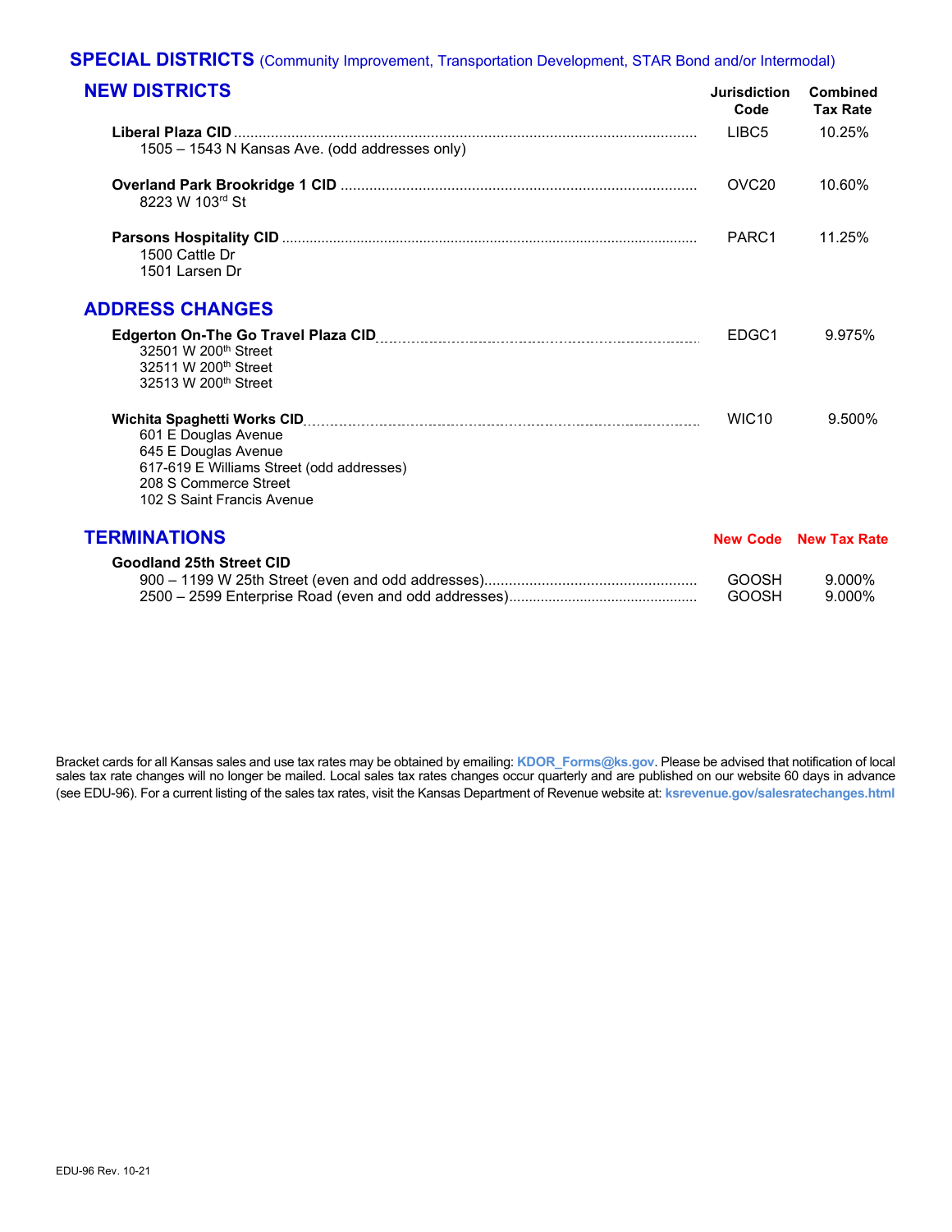# SPECIAL DISTRICTS (Community Improvement, Transportation Development, STAR Bond and/or Intermodal)

## NEW DISTRICTS

| | Jurisdiction Code | Combined Tax Rate |
|---|---|---|
| **Liberal Plaza CID**<br>1505 – 1543 N Kansas Ave. (odd addresses only) | LIBC5 | 10.25% |
| **Overland Park Brookridge 1 CID**<br>8223 W 103rd St | OVC20 | 10.60% |
| **Parsons Hospitality CID**<br>1500 Cattle Dr<br>1501 Larsen Dr | PARC1 | 11.25% |

## ADDRESS CHANGES

| | Jurisdiction Code | Combined Tax Rate |
|---|---|---|
| **Edgerton On-The Go Travel Plaza CID**<br>32501 W 200th Street<br>32511 W 200th Street<br>32513 W 200th Street | EDGC1 | 9.975% |
| **Wichita Spaghetti Works CID**<br>601 E Douglas Avenue<br>645 E Douglas Avenue<br>617-619 E Williams Street (odd addresses)<br>208 S Commerce Street<br>102 S Saint Francis Avenue | WIC10 | 9.500% |

## TERMINATIONS

| | New Code | New Tax Rate |
|---|---|---|
| **Goodland 25th Street CID** | | |
| 900 – 1199 W 25th Street (even and odd addresses) | GOOSH | 9.000% |
| 2500 – 2599 Enterprise Road (even and odd addresses) | GOOSH | 9.000% |

Bracket cards for all Kansas sales and use tax rates may be obtained by emailing: **KDOR_Forms@ks.gov**. Please be advised that notification of local sales tax rate changes will no longer be mailed. Local sales tax rates changes occur quarterly and are published on our website 60 days in advance (see EDU-96). For a current listing of the sales tax rates, visit the Kansas Department of Revenue website at: **ksrevenue.gov/salesratechanges.html**

EDU-96 Rev. 10-21